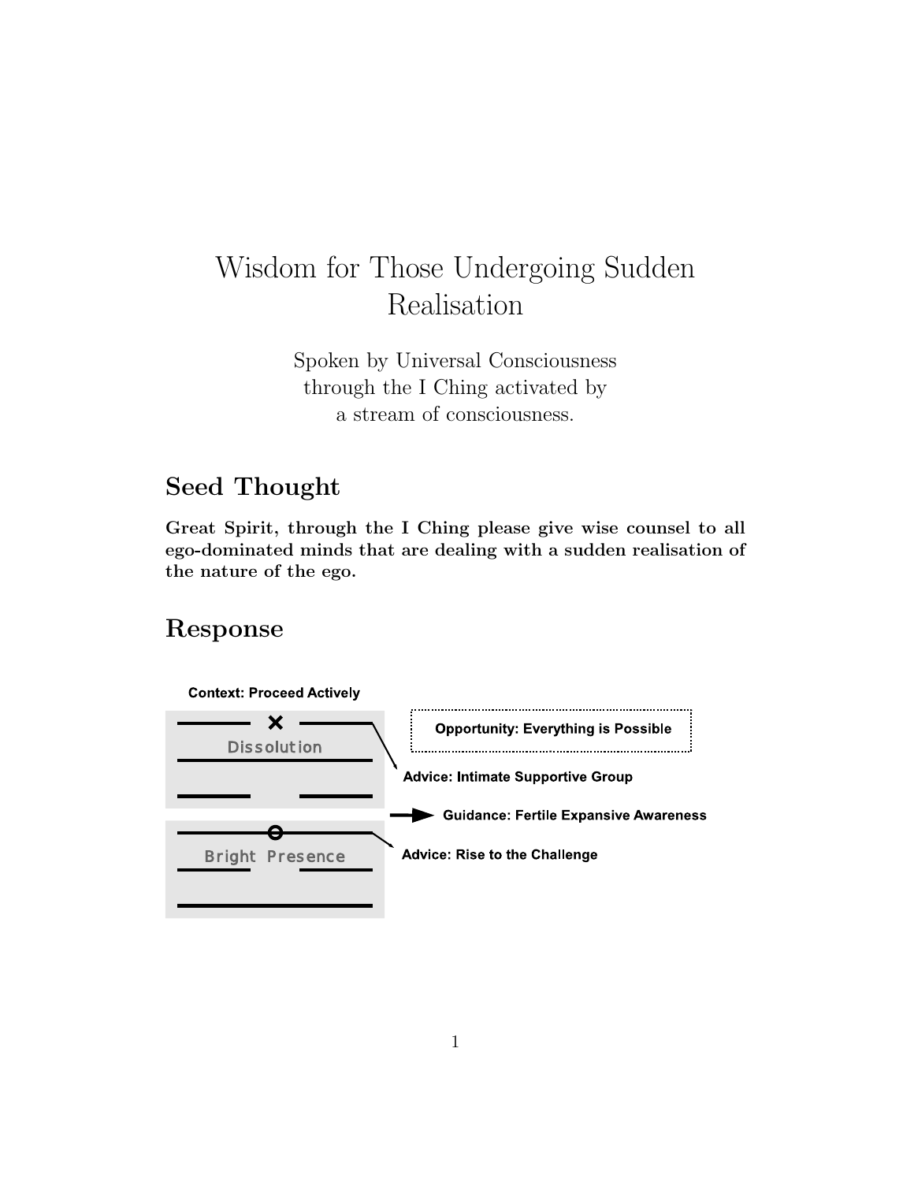# Wisdom for Those Undergoing Sudden Realisation

Spoken by Universal Consciousness
through the I Ching activated by
a stream of consciousness.

## Seed Thought

**Great Spirit, through the I Ching please give wise counsel to all ego-dominated minds that are dealing with a sudden realisation of the nature of the ego.**

## Response

**Context: Proceed Actively**

Dissolution

**Opportunity: Everything is Possible**

**Advice: Intimate Supportive Group**

**Guidance: Fertile Expansive Awareness**

Bright Presence

**Advice: Rise to the Challenge**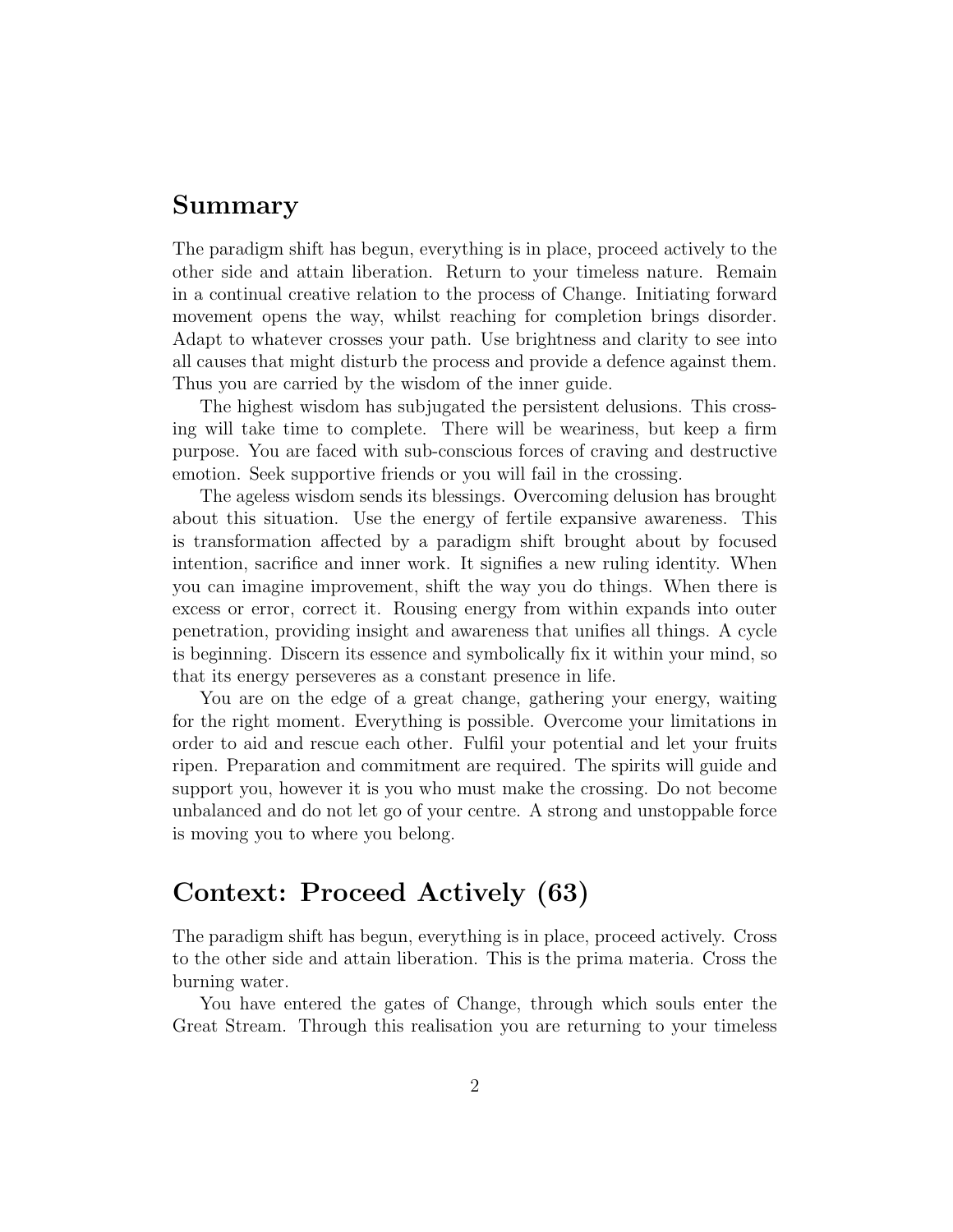## Summary

The paradigm shift has begun, everything is in place, proceed actively to the other side and attain liberation. Return to your timeless nature. Remain in a continual creative relation to the process of Change. Initiating forward movement opens the way, whilst reaching for completion brings disorder. Adapt to whatever crosses your path. Use brightness and clarity to see into all causes that might disturb the process and provide a defence against them. Thus you are carried by the wisdom of the inner guide.

The highest wisdom has subjugated the persistent delusions. This crossing will take time to complete. There will be weariness, but keep a firm purpose. You are faced with sub-conscious forces of craving and destructive emotion. Seek supportive friends or you will fail in the crossing.

The ageless wisdom sends its blessings. Overcoming delusion has brought about this situation. Use the energy of fertile expansive awareness. This is transformation affected by a paradigm shift brought about by focused intention, sacrifice and inner work. It signifies a new ruling identity. When you can imagine improvement, shift the way you do things. When there is excess or error, correct it. Rousing energy from within expands into outer penetration, providing insight and awareness that unifies all things. A cycle is beginning. Discern its essence and symbolically fix it within your mind, so that its energy perseveres as a constant presence in life.

You are on the edge of a great change, gathering your energy, waiting for the right moment. Everything is possible. Overcome your limitations in order to aid and rescue each other. Fulfil your potential and let your fruits ripen. Preparation and commitment are required. The spirits will guide and support you, however it is you who must make the crossing. Do not become unbalanced and do not let go of your centre. A strong and unstoppable force is moving you to where you belong.

## Context: Proceed Actively (63)

The paradigm shift has begun, everything is in place, proceed actively. Cross to the other side and attain liberation. This is the prima materia. Cross the burning water.

You have entered the gates of Change, through which souls enter the Great Stream. Through this realisation you are returning to your timeless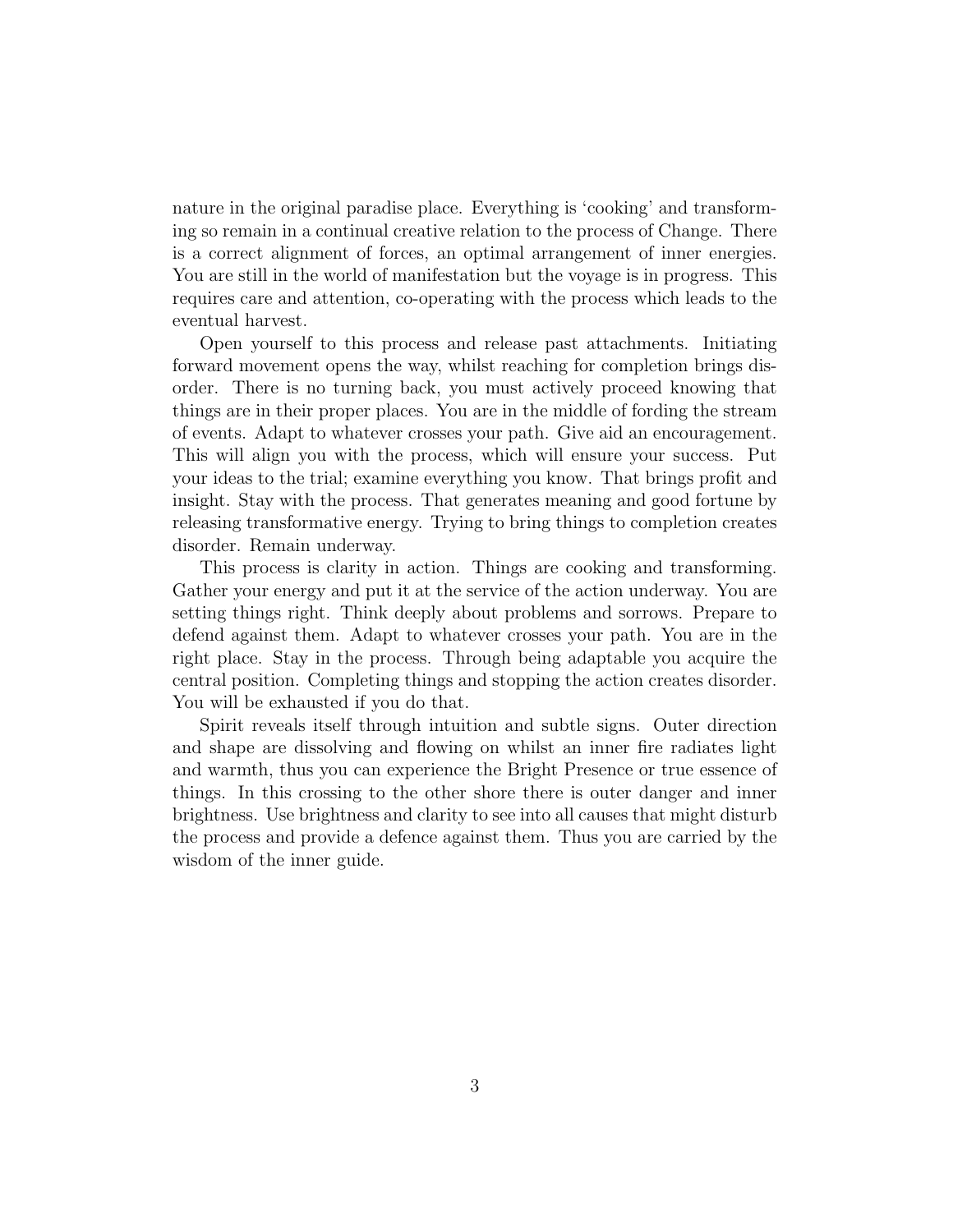nature in the original paradise place. Everything is 'cooking' and transforming so remain in a continual creative relation to the process of Change. There is a correct alignment of forces, an optimal arrangement of inner energies. You are still in the world of manifestation but the voyage is in progress. This requires care and attention, co-operating with the process which leads to the eventual harvest.

Open yourself to this process and release past attachments. Initiating forward movement opens the way, whilst reaching for completion brings disorder. There is no turning back, you must actively proceed knowing that things are in their proper places. You are in the middle of fording the stream of events. Adapt to whatever crosses your path. Give aid an encouragement. This will align you with the process, which will ensure your success. Put your ideas to the trial; examine everything you know. That brings profit and insight. Stay with the process. That generates meaning and good fortune by releasing transformative energy. Trying to bring things to completion creates disorder. Remain underway.

This process is clarity in action. Things are cooking and transforming. Gather your energy and put it at the service of the action underway. You are setting things right. Think deeply about problems and sorrows. Prepare to defend against them. Adapt to whatever crosses your path. You are in the right place. Stay in the process. Through being adaptable you acquire the central position. Completing things and stopping the action creates disorder. You will be exhausted if you do that.

Spirit reveals itself through intuition and subtle signs. Outer direction and shape are dissolving and flowing on whilst an inner fire radiates light and warmth, thus you can experience the Bright Presence or true essence of things. In this crossing to the other shore there is outer danger and inner brightness. Use brightness and clarity to see into all causes that might disturb the process and provide a defence against them. Thus you are carried by the wisdom of the inner guide.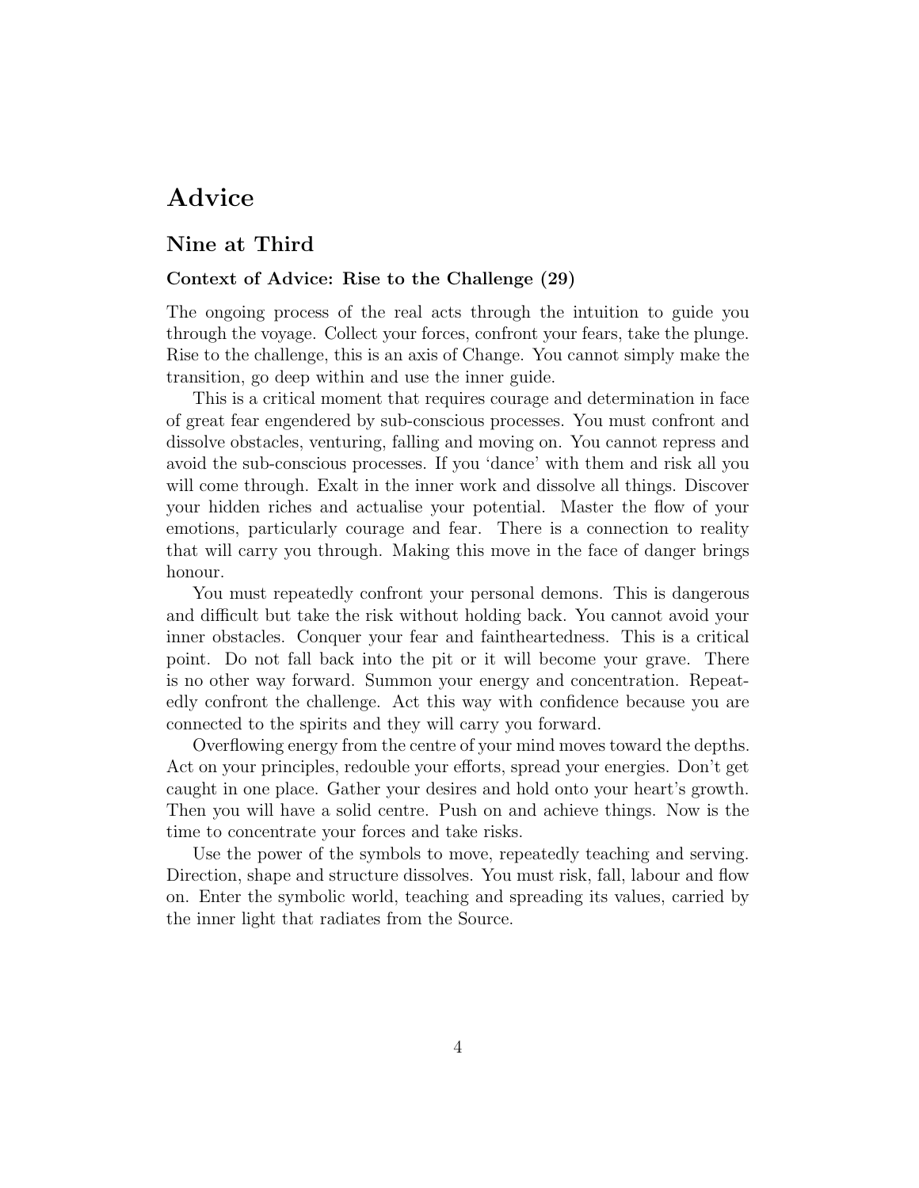# Advice

## Nine at Third

### Context of Advice: Rise to the Challenge (29)

The ongoing process of the real acts through the intuition to guide you through the voyage. Collect your forces, confront your fears, take the plunge. Rise to the challenge, this is an axis of Change. You cannot simply make the transition, go deep within and use the inner guide.

This is a critical moment that requires courage and determination in face of great fear engendered by sub-conscious processes. You must confront and dissolve obstacles, venturing, falling and moving on. You cannot repress and avoid the sub-conscious processes. If you 'dance' with them and risk all you will come through. Exalt in the inner work and dissolve all things. Discover your hidden riches and actualise your potential. Master the flow of your emotions, particularly courage and fear. There is a connection to reality that will carry you through. Making this move in the face of danger brings honour.

You must repeatedly confront your personal demons. This is dangerous and difficult but take the risk without holding back. You cannot avoid your inner obstacles. Conquer your fear and faintheartedness. This is a critical point. Do not fall back into the pit or it will become your grave. There is no other way forward. Summon your energy and concentration. Repeatedly confront the challenge. Act this way with confidence because you are connected to the spirits and they will carry you forward.

Overflowing energy from the centre of your mind moves toward the depths. Act on your principles, redouble your efforts, spread your energies. Don't get caught in one place. Gather your desires and hold onto your heart's growth. Then you will have a solid centre. Push on and achieve things. Now is the time to concentrate your forces and take risks.

Use the power of the symbols to move, repeatedly teaching and serving. Direction, shape and structure dissolves. You must risk, fall, labour and flow on. Enter the symbolic world, teaching and spreading its values, carried by the inner light that radiates from the Source.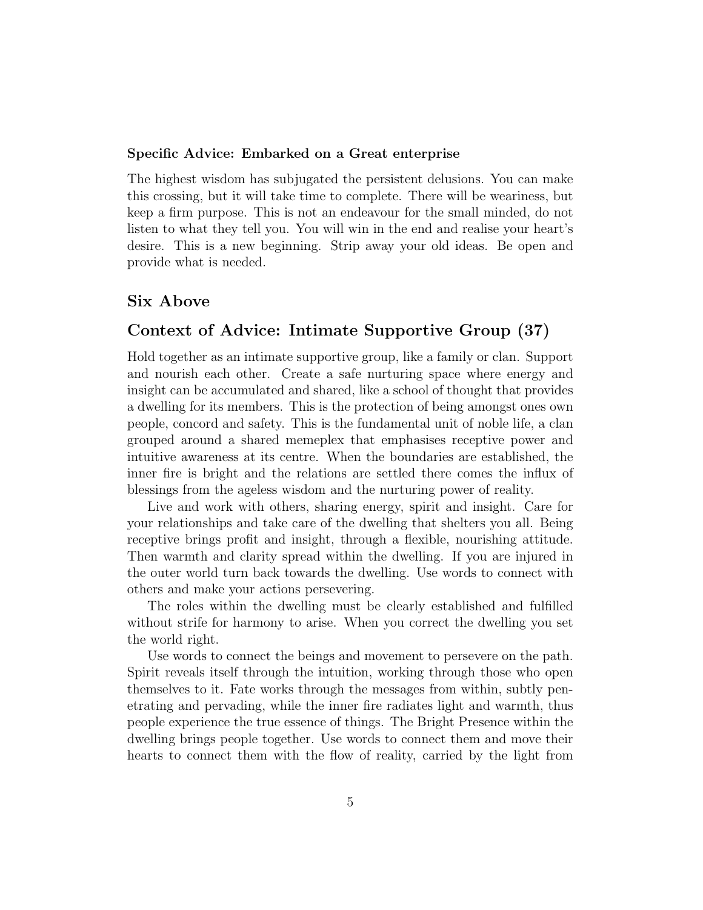**Specific Advice: Embarked on a Great enterprise**

The highest wisdom has subjugated the persistent delusions. You can make this crossing, but it will take time to complete. There will be weariness, but keep a firm purpose. This is not an endeavour for the small minded, do not listen to what they tell you. You will win in the end and realise your heart's desire. This is a new beginning. Strip away your old ideas. Be open and provide what is needed.

## Six Above

## Context of Advice: Intimate Supportive Group (37)

Hold together as an intimate supportive group, like a family or clan. Support and nourish each other. Create a safe nurturing space where energy and insight can be accumulated and shared, like a school of thought that provides a dwelling for its members. This is the protection of being amongst ones own people, concord and safety. This is the fundamental unit of noble life, a clan grouped around a shared memeplex that emphasises receptive power and intuitive awareness at its centre. When the boundaries are established, the inner fire is bright and the relations are settled there comes the influx of blessings from the ageless wisdom and the nurturing power of reality.

Live and work with others, sharing energy, spirit and insight. Care for your relationships and take care of the dwelling that shelters you all. Being receptive brings profit and insight, through a flexible, nourishing attitude. Then warmth and clarity spread within the dwelling. If you are injured in the outer world turn back towards the dwelling. Use words to connect with others and make your actions persevering.

The roles within the dwelling must be clearly established and fulfilled without strife for harmony to arise. When you correct the dwelling you set the world right.

Use words to connect the beings and movement to persevere on the path. Spirit reveals itself through the intuition, working through those who open themselves to it. Fate works through the messages from within, subtly penetrating and pervading, while the inner fire radiates light and warmth, thus people experience the true essence of things. The Bright Presence within the dwelling brings people together. Use words to connect them and move their hearts to connect them with the flow of reality, carried by the light from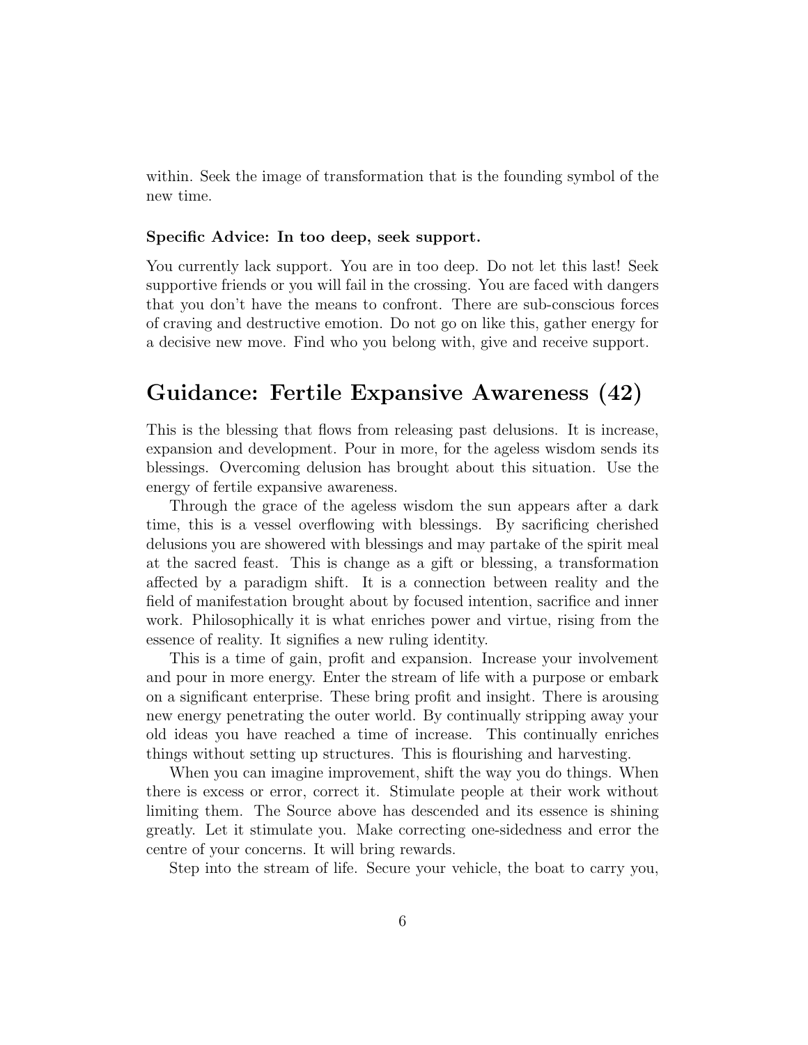within. Seek the image of transformation that is the founding symbol of the new time.

**Specific Advice: In too deep, seek support.**

You currently lack support. You are in too deep. Do not let this last! Seek supportive friends or you will fail in the crossing. You are faced with dangers that you don't have the means to confront. There are sub-conscious forces of craving and destructive emotion. Do not go on like this, gather energy for a decisive new move. Find who you belong with, give and receive support.

## Guidance: Fertile Expansive Awareness (42)

This is the blessing that flows from releasing past delusions. It is increase, expansion and development. Pour in more, for the ageless wisdom sends its blessings. Overcoming delusion has brought about this situation. Use the energy of fertile expansive awareness.

Through the grace of the ageless wisdom the sun appears after a dark time, this is a vessel overflowing with blessings. By sacrificing cherished delusions you are showered with blessings and may partake of the spirit meal at the sacred feast. This is change as a gift or blessing, a transformation affected by a paradigm shift. It is a connection between reality and the field of manifestation brought about by focused intention, sacrifice and inner work. Philosophically it is what enriches power and virtue, rising from the essence of reality. It signifies a new ruling identity.

This is a time of gain, profit and expansion. Increase your involvement and pour in more energy. Enter the stream of life with a purpose or embark on a significant enterprise. These bring profit and insight. There is arousing new energy penetrating the outer world. By continually stripping away your old ideas you have reached a time of increase. This continually enriches things without setting up structures. This is flourishing and harvesting.

When you can imagine improvement, shift the way you do things. When there is excess or error, correct it. Stimulate people at their work without limiting them. The Source above has descended and its essence is shining greatly. Let it stimulate you. Make correcting one-sidedness and error the centre of your concerns. It will bring rewards.

Step into the stream of life. Secure your vehicle, the boat to carry you,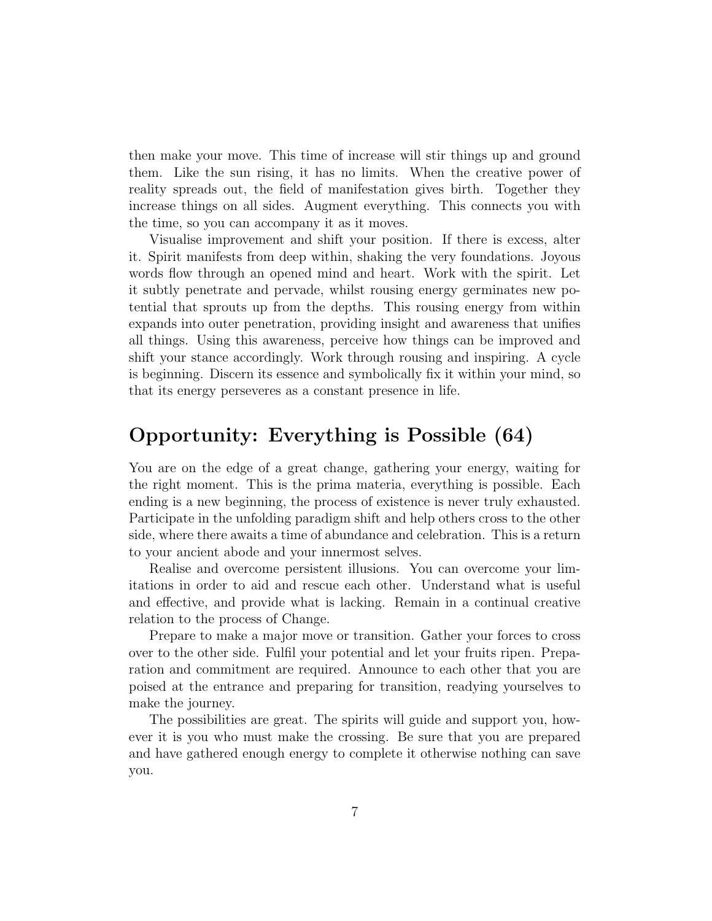then make your move. This time of increase will stir things up and ground them. Like the sun rising, it has no limits. When the creative power of reality spreads out, the field of manifestation gives birth. Together they increase things on all sides. Augment everything. This connects you with the time, so you can accompany it as it moves.

Visualise improvement and shift your position. If there is excess, alter it. Spirit manifests from deep within, shaking the very foundations. Joyous words flow through an opened mind and heart. Work with the spirit. Let it subtly penetrate and pervade, whilst rousing energy germinates new potential that sprouts up from the depths. This rousing energy from within expands into outer penetration, providing insight and awareness that unifies all things. Using this awareness, perceive how things can be improved and shift your stance accordingly. Work through rousing and inspiring. A cycle is beginning. Discern its essence and symbolically fix it within your mind, so that its energy perseveres as a constant presence in life.

## Opportunity: Everything is Possible (64)

You are on the edge of a great change, gathering your energy, waiting for the right moment. This is the prima materia, everything is possible. Each ending is a new beginning, the process of existence is never truly exhausted. Participate in the unfolding paradigm shift and help others cross to the other side, where there awaits a time of abundance and celebration. This is a return to your ancient abode and your innermost selves.

Realise and overcome persistent illusions. You can overcome your limitations in order to aid and rescue each other. Understand what is useful and effective, and provide what is lacking. Remain in a continual creative relation to the process of Change.

Prepare to make a major move or transition. Gather your forces to cross over to the other side. Fulfil your potential and let your fruits ripen. Preparation and commitment are required. Announce to each other that you are poised at the entrance and preparing for transition, readying yourselves to make the journey.

The possibilities are great. The spirits will guide and support you, however it is you who must make the crossing. Be sure that you are prepared and have gathered enough energy to complete it otherwise nothing can save you.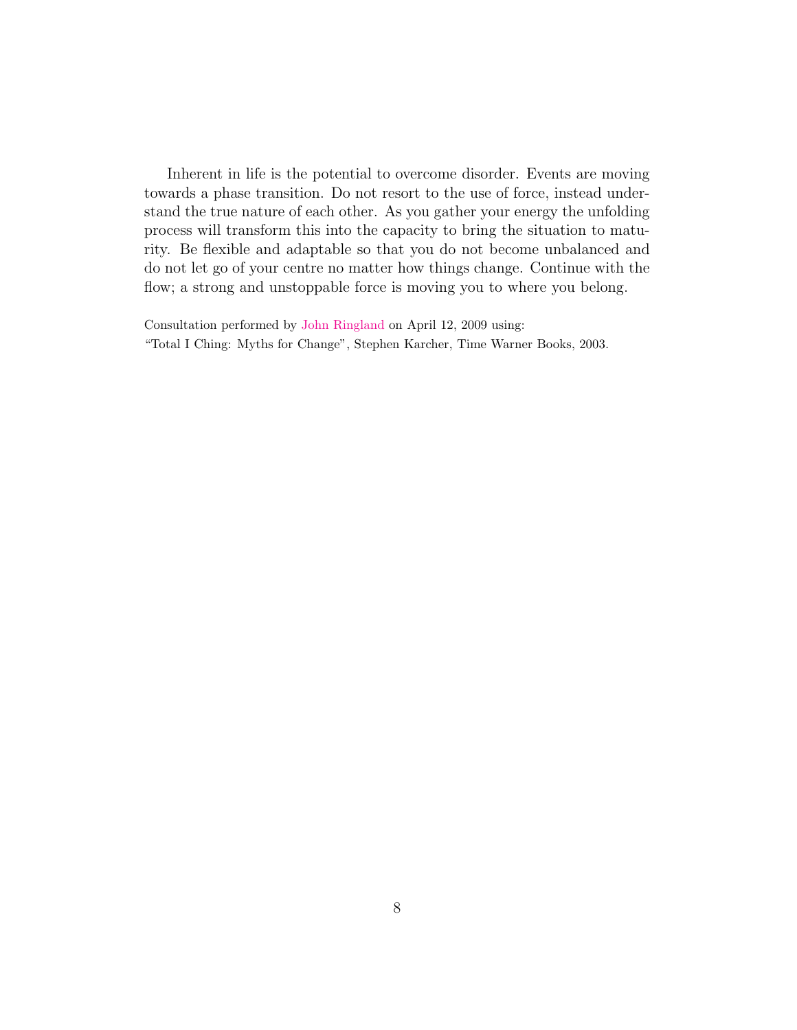Inherent in life is the potential to overcome disorder. Events are moving towards a phase transition. Do not resort to the use of force, instead understand the true nature of each other. As you gather your energy the unfolding process will transform this into the capacity to bring the situation to maturity. Be flexible and adaptable so that you do not become unbalanced and do not let go of your centre no matter how things change. Continue with the flow; a strong and unstoppable force is moving you to where you belong.

Consultation performed by John Ringland on April 12, 2009 using:
"Total I Ching: Myths for Change", Stephen Karcher, Time Warner Books, 2003.